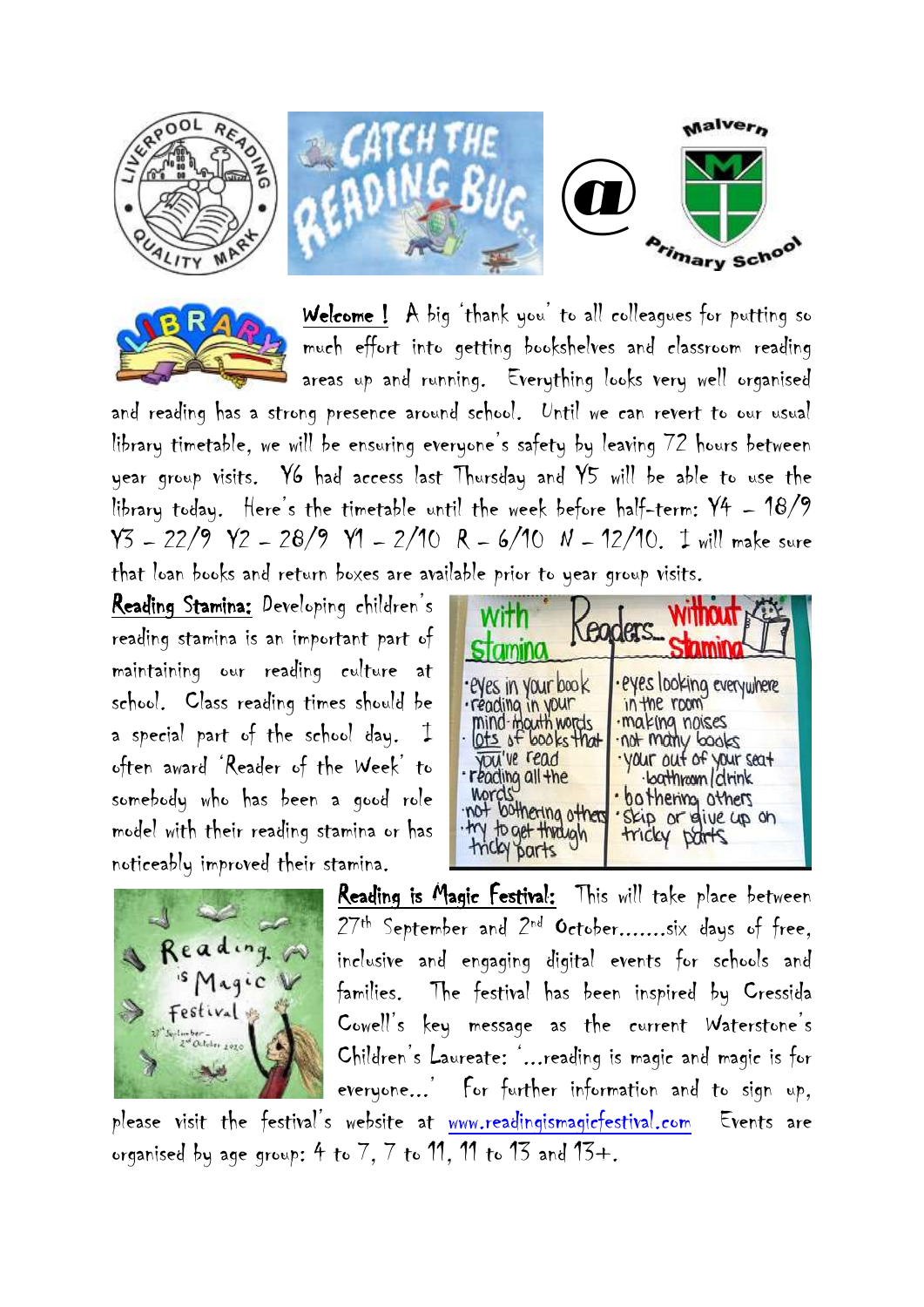**Welcome !** A big 'thank you' to all colleagues for putting so much effort into getting bookshelves and classroom reading areas up and running. Everything looks very well organised and reading has a strong presence around school. Until we can revert to our usual library timetable, we will be ensuring everyone's safety by leaving 72 hours between year group visits. Y6 had access last Thursday and Y5 will be able to use the library today. Here's the timetable until the week before half-term: Y4 – 18/9 Y3 – 22/9 Y2 – 28/9 Y1 – 2/10 R – 6/10 N – 12/10. I will make sure that loan books and return boxes are available prior to year group visits.

**Reading Stamina:** Developing children's reading stamina is an important part of maintaining our reading culture at school. Class reading times should be a special part of the school day. I often award 'Reader of the Week' to somebody who has been a good role model with their reading stamina or has noticeably improved their stamina.

**Reading is Magic Festival:** This will take place between 27th September and 2nd October.......six days of free, inclusive and engaging digital events for schools and families. The festival has been inspired by Cressida Cowell's key message as the current Waterstone's Children's Laureate: '...reading is magic and magic is for everyone...' For further information and to sign up, please visit the festival's website at www.readingismagicfestival.com Events are organised by age group: 4 to 7, 7 to 11, 11 to 13 and 13+.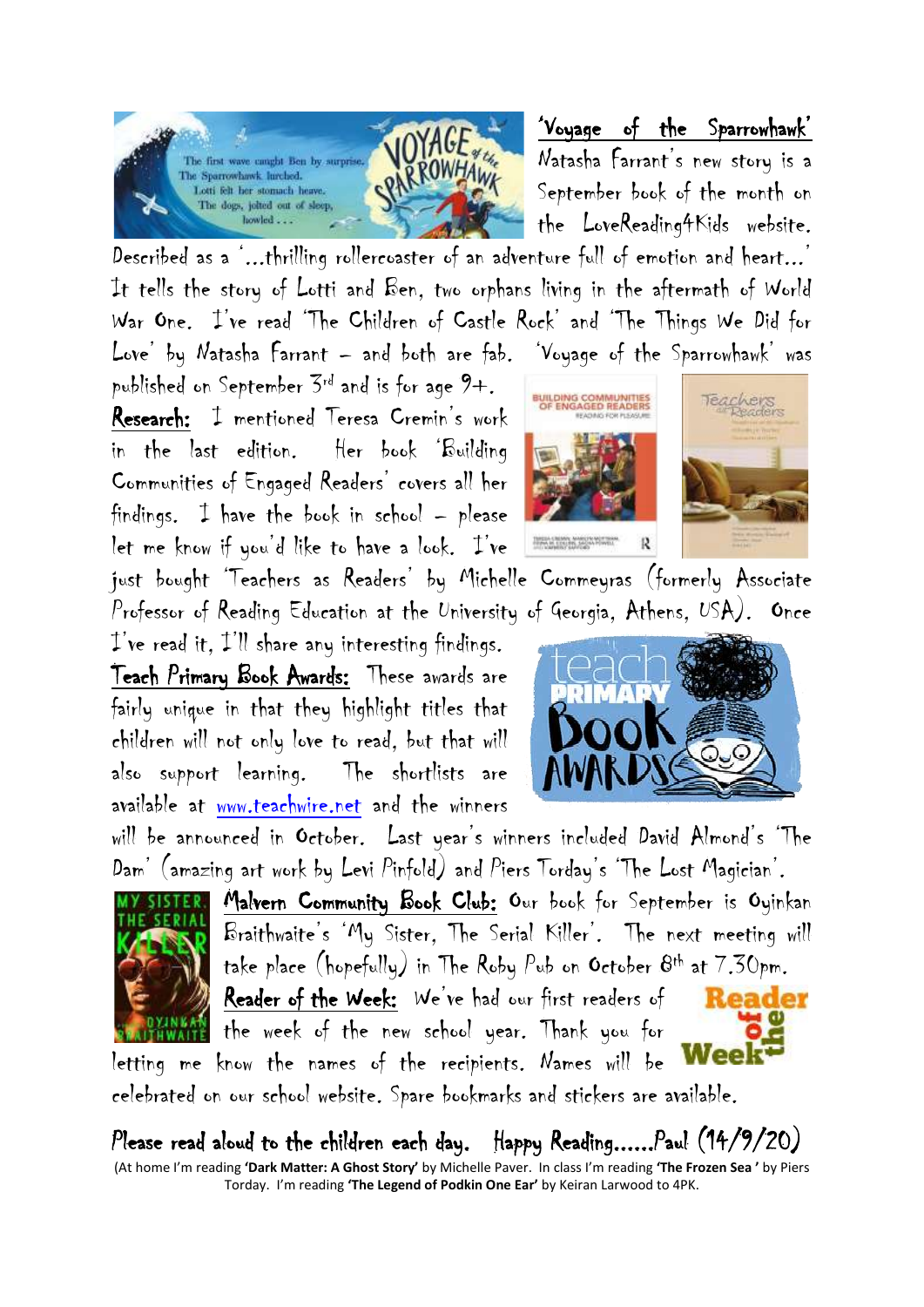**'Voyage of the Sparrowhawk'** Natasha Farrant's new story is a September book of the month on the LoveReading4Kids website. Described as a '...thrilling rollercoaster of an adventure full of emotion and heart...' It tells the story of Lotti and Ben, two orphans living in the aftermath of World War One. I've read 'The Children of Castle Rock' and 'The Things We Did for Love' by Natasha Farrant – and both are fab. 'Voyage of the Sparrowhawk' was published on September 3rd and is for age 9+.

**Research:** I mentioned Teresa Cremin's work in the last edition. Her book 'Building Communities of Engaged Readers' covers all her findings. I have the book in school – please let me know if you'd like to have a look. I've just bought 'Teachers as Readers' by Michelle Commeyras (formerly Associate Professor of Reading Education at the University of Georgia, Athens, USA). Once I've read it, I'll share any interesting findings.

**Teach Primary Book Awards:** These awards are fairly unique in that they highlight titles that children will not only love to read, but that will also support learning. The shortlists are available at www.teachwire.net and the winners will be announced in October. Last year's winners included David Almond's 'The Dam' (amazing art work by Levi Pinfold) and Piers Torday's 'The Lost Magician'.

**Malvern Community Book Club:** Our book for September is Oyinkan Braithwaite's 'My Sister, The Serial Killer'. The next meeting will take place (hopefully) in The Roby Pub on October 8th at 7.30pm.

**Reader of the Week:** We've had our first readers of the week of the new school year. Thank you for letting me know the names of the recipients. Names will be celebrated on our school website. Spare bookmarks and stickers are available.

Please read aloud to the children each day. Happy Reading......Paul (14/9/20)

(At home I'm reading **'Dark Matter: A Ghost Story'** by Michelle Paver. In class I'm reading **'The Frozen Sea'** by Piers Torday. I'm reading **'The Legend of Podkin One Ear'** by Keiran Larwood to 4PK.